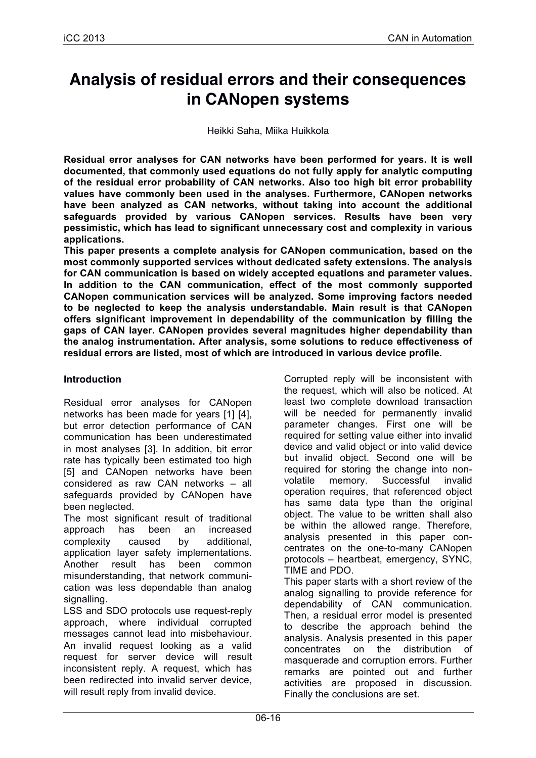# Analysis of residual errors and their consequences in CANopen systems

Heikki Saha, Miika Huikkola

**Residual error analyses for CAN networks have been performed for years. It is well documented, that commonly used equations do not fully apply for analytic computing of the residual error probability of CAN networks. Also too high bit error probability values have commonly been used in the analyses. Furthermore, CANopen networks have been analyzed as CAN networks, without taking into account the additional safeguards provided by various CANopen services. Results have been very pessimistic, which has lead to significant unnecessary cost and complexity in various applications.**

**This paper presents a complete analysis for CANopen communication, based on the most commonly supported services without dedicated safety extensions. The analysis for CAN communication is based on widely accepted equations and parameter values. In addition to the CAN communication, effect of the most commonly supported CANopen communication services will be analyzed. Some improving factors needed to be neglected to keep the analysis understandable. Main result is that CANopen offers significant improvement in dependability of the communication by filling the gaps of CAN layer. CANopen provides several magnitudes higher dependability than the analog instrumentation. After analysis, some solutions to reduce effectiveness of residual errors are listed, most of which are introduced in various device profile.**

## Introduction

Residual error analyses for CANopen networks has been made for years [1] [4], but error detection performance of CAN communication has been underestimated in most analyses [3]. In addition, bit error rate has typically been estimated too high [5] and CANopen networks have been considered as raw CAN networks – all safeguards provided by CANopen have been neglected.

The most significant result of traditional approach has been an increased complexity caused by additional, application layer safety implementations. Another result has been common misunderstanding, that network communication was less dependable than analog signalling.

LSS and SDO protocols use request-reply approach, where individual corrupted messages cannot lead into misbehaviour. An invalid request looking as a valid request for server device will result inconsistent reply. A request, which has been redirected into invalid server device, will result reply from invalid device. Corrupted reply will be inconsistent with the request, which will also be noticed. At least two complete download transaction will be needed for permanently invalid parameter changes. First one will be required for setting value either into invalid device and valid object or into valid device but invalid object. Second one will be required for storing the change into non-volatile memory. Successful invalid operation requires, that referenced object has same data type than the original object. The value to be written shall also be within the allowed range. Therefore, analysis presented in this paper concentrates on the one-to-many CANopen protocols – heartbeat, emergency, SYNC, TIME and PDO.

This paper starts with a short review of the analog signalling to provide reference for dependability of CAN communication. Then, a residual error model is presented to describe the approach behind the analysis. Analysis presented in this paper concentrates on the distribution of masquerade and corruption errors. Further remarks are pointed out and further activities are proposed in discussion. Finally the conclusions are set.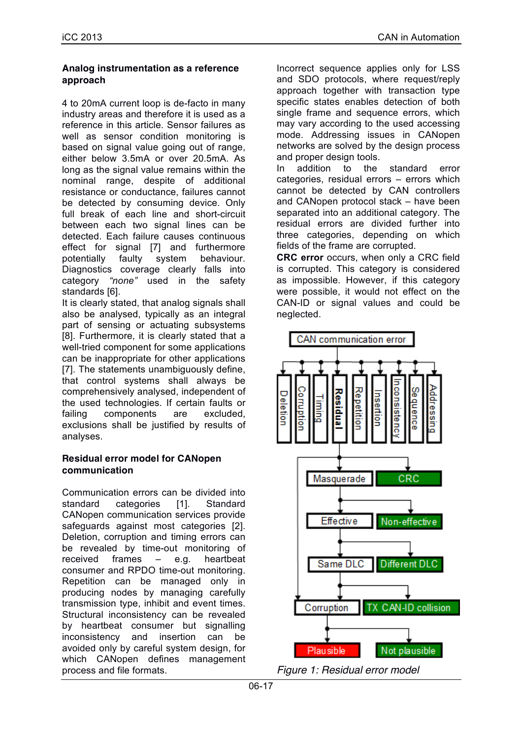## Analog instrumentation as a reference approach

4 to 20mA current loop is de-facto in many industry areas and therefore it is used as a reference in this article. Sensor failures as well as sensor condition monitoring is based on signal value going out of range, either below 3.5mA or over 20.5mA. As long as the signal value remains within the nominal range, despite of additional resistance or conductance, failures cannot be detected by consuming device. Only full break of each line and short-circuit between each two signal lines can be detected. Each failure causes continuous effect for signal [7] and furthermore potentially faulty system behaviour. Diagnostics coverage clearly falls into category *"none"* used in the safety standards [6].

It is clearly stated, that analog signals shall also be analysed, typically as an integral part of sensing or actuating subsystems [8]. Furthermore, it is clearly stated that a well-tried component for some applications can be inappropriate for other applications [7]. The statements unambiguously define, that control systems shall always be comprehensively analysed, independent of the used technologies. If certain faults or failing components are excluded, exclusions shall be justified by results of analyses.

## Residual error model for CANopen communication

Communication errors can be divided into standard categories [1]. Standard CANopen communication services provide safeguards against most categories [2]. Deletion, corruption and timing errors can be revealed by time-out monitoring of received frames – e.g. heartbeat consumer and RPDO time-out monitoring. Repetition can be managed only in producing nodes by managing carefully transmission type, inhibit and event times. Structural inconsistency can be revealed by heartbeat consumer but signalling inconsistency and insertion can be avoided only by careful system design, for which CANopen defines management process and file formats.

Incorrect sequence applies only for LSS and SDO protocols, where request/reply approach together with transaction type specific states enables detection of both single frame and sequence errors, which may vary according to the used accessing mode. Addressing issues in CANopen networks are solved by the design process and proper design tools.

In addition to the standard error categories, residual errors – errors which cannot be detected by CAN controllers and CANopen protocol stack – have been separated into an additional category. The residual errors are divided further into three categories, depending on which fields of the frame are corrupted.

**CRC error** occurs, when only a CRC field is corrupted. This category is considered as impossible. However, if this category were possible, it would not effect on the CAN-ID or signal values and could be neglected.

*Figure 1: Residual error model*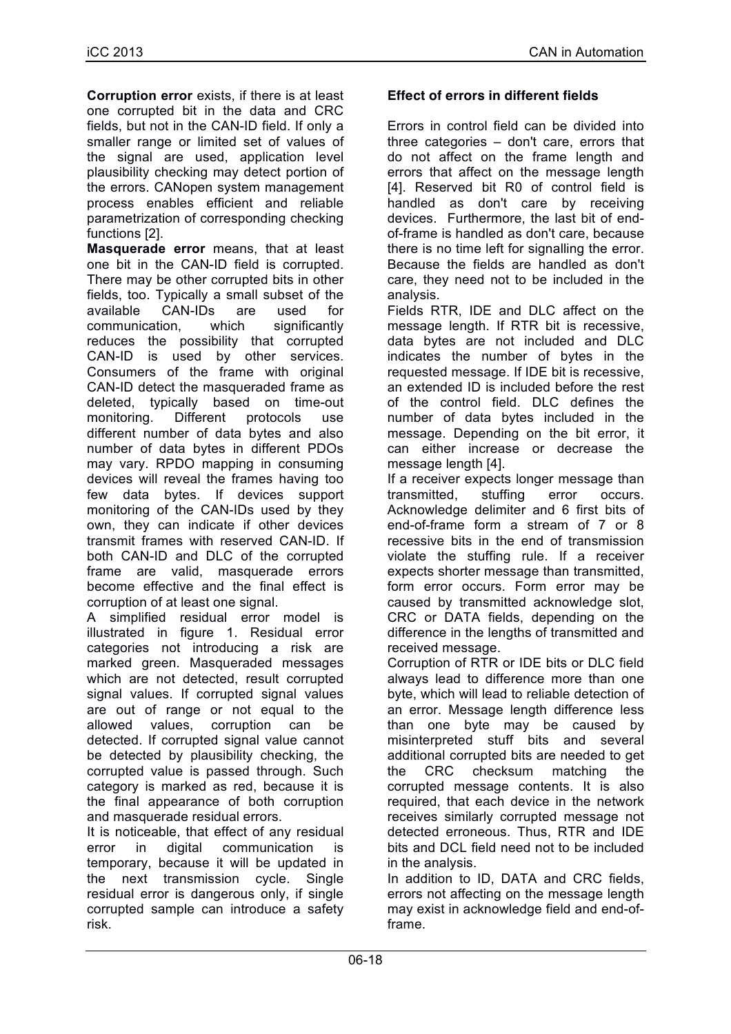**Corruption error** exists, if there is at least one corrupted bit in the data and CRC fields, but not in the CAN-ID field. If only a smaller range or limited set of values of the signal are used, application level plausibility checking may detect portion of the errors. CANopen system management process enables efficient and reliable parametrization of corresponding checking functions [2].

**Masquerade error** means, that at least one bit in the CAN-ID field is corrupted. There may be other corrupted bits in other fields, too. Typically a small subset of the available CAN-IDs are used for communication, which significantly reduces the possibility that corrupted CAN-ID is used by other services. Consumers of the frame with original CAN-ID detect the masqueraded frame as deleted, typically based on time-out monitoring. Different protocols use different number of data bytes and also number of data bytes in different PDOs may vary. RPDO mapping in consuming devices will reveal the frames having too few data bytes. If devices support monitoring of the CAN-IDs used by they own, they can indicate if other devices transmit frames with reserved CAN-ID. If both CAN-ID and DLC of the corrupted frame are valid, masquerade errors become effective and the final effect is corruption of at least one signal.

A simplified residual error model is illustrated in figure 1. Residual error categories not introducing a risk are marked green. Masqueraded messages which are not detected, result corrupted signal values. If corrupted signal values are out of range or not equal to the allowed values, corruption can be detected. If corrupted signal value cannot be detected by plausibility checking, the corrupted value is passed through. Such category is marked as red, because it is the final appearance of both corruption and masquerade residual errors.

It is noticeable, that effect of any residual error in digital communication is temporary, because it will be updated in the next transmission cycle. Single residual error is dangerous only, if single corrupted sample can introduce a safety risk.

### Effect of errors in different fields

Errors in control field can be divided into three categories – don't care, errors that do not affect on the frame length and errors that affect on the message length [4]. Reserved bit R0 of control field is handled as don't care by receiving devices. Furthermore, the last bit of end-of-frame is handled as don't care, because there is no time left for signalling the error. Because the fields are handled as don't care, they need not to be included in the analysis.

Fields RTR, IDE and DLC affect on the message length. If RTR bit is recessive, data bytes are not included and DLC indicates the number of bytes in the requested message. If IDE bit is recessive, an extended ID is included before the rest of the control field. DLC defines the number of data bytes included in the message. Depending on the bit error, it can either increase or decrease the message length [4].

If a receiver expects longer message than transmitted, stuffing error occurs. Acknowledge delimiter and 6 first bits of end-of-frame form a stream of 7 or 8 recessive bits in the end of transmission violate the stuffing rule. If a receiver expects shorter message than transmitted, form error occurs. Form error may be caused by transmitted acknowledge slot, CRC or DATA fields, depending on the difference in the lengths of transmitted and received message.

Corruption of RTR or IDE bits or DLC field always lead to difference more than one byte, which will lead to reliable detection of an error. Message length difference less than one byte may be caused by misinterpreted stuff bits and several additional corrupted bits are needed to get the CRC checksum matching the corrupted message contents. It is also required, that each device in the network receives similarly corrupted message not detected erroneous. Thus, RTR and IDE bits and DCL field need not to be included in the analysis.

In addition to ID, DATA and CRC fields, errors not affecting on the message length may exist in acknowledge field and end-of-frame.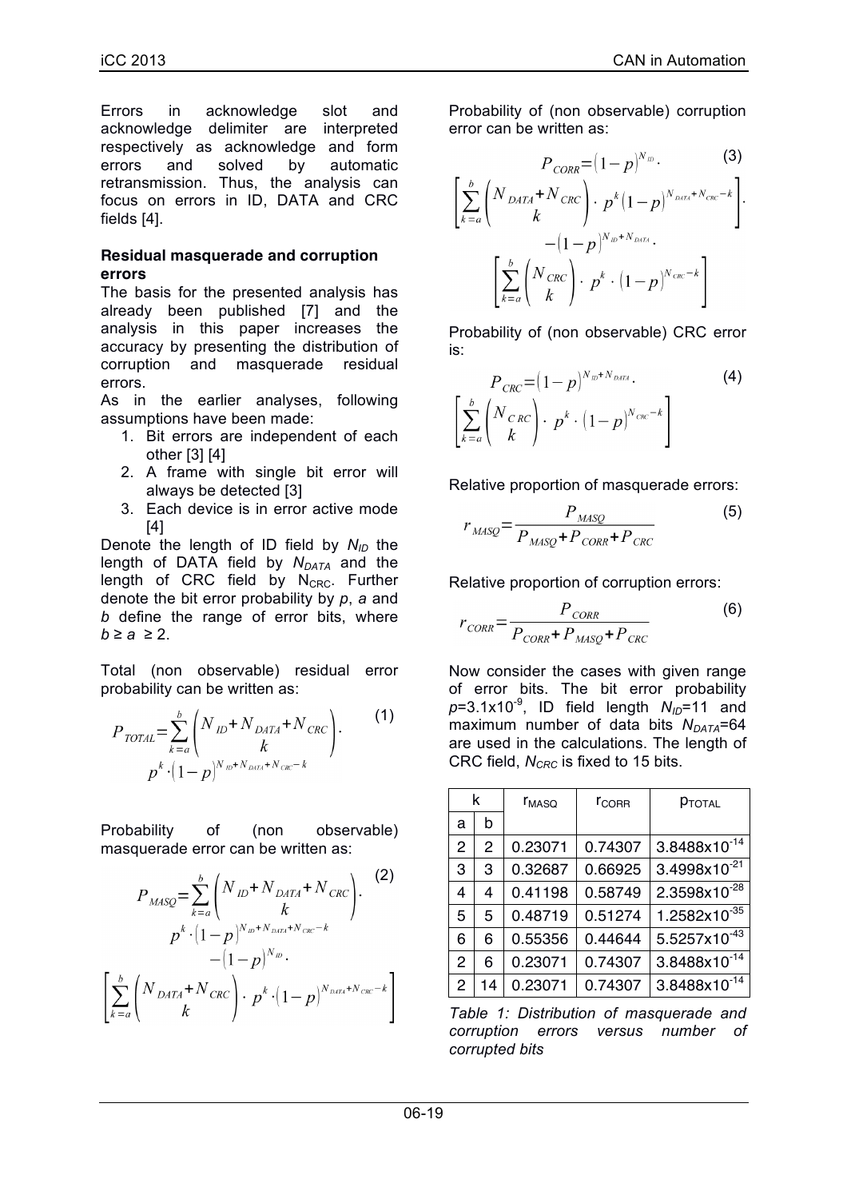Errors in acknowledge slot and acknowledge delimiter are interpreted respectively as acknowledge and form errors and solved by automatic retransmission. Thus, the analysis can focus on errors in ID, DATA and CRC fields [4].

### Residual masquerade and corruption errors

The basis for the presented analysis has already been published [7] and the analysis in this paper increases the accuracy by presenting the distribution of corruption and masquerade residual errors.

As in the earlier analyses, following assumptions have been made:

1. Bit errors are independent of each other [3] [4]
2. A frame with single bit error will always be detected [3]
3. Each device is in error active mode [4]

Denote the length of ID field by $N_{ID}$ the length of DATA field by $N_{DATA}$ and the length of CRC field by $N_{CRC}$. Further denote the bit error probability by $p$, $a$ and $b$ define the range of error bits, where $b \geq a \geq 2$.

Total (non observable) residual error probability can be written as:

$$P_{TOTAL} = \sum_{k=a}^{b} \binom{N_{ID}+N_{DATA}+N_{CRC}}{k} \cdot p^k \cdot (1-p)^{N_{ID}+N_{DATA}+N_{CRC}-k} \quad (1)$$

Probability of (non observable) masquerade error can be written as:

$$P_{MASQ} = \sum_{k=a}^{b} \binom{N_{ID}+N_{DATA}+N_{CRC}}{k} \cdot p^k \cdot (1-p)^{N_{ID}+N_{DATA}+N_{CRC}-k} - (1-p)^{N_{ID}} \cdot \left[ \sum_{k=a}^{b} \binom{N_{DATA}+N_{CRC}}{k} \cdot p^k \cdot (1-p)^{N_{DATA}+N_{CRC}-k} \right] \quad (2)$$

Probability of (non observable) corruption error can be written as:

$$P_{CORR} = (1-p)^{N_{ID}} \cdot \left[ \sum_{k=a}^{b} \binom{N_{DATA}+N_{CRC}}{k} \cdot p^k (1-p)^{N_{DATA}+N_{CRC}-k} \right] - (1-p)^{N_{ID}+N_{DATA}} \cdot \left[ \sum_{k=a}^{b} \binom{N_{CRC}}{k} \cdot p^k \cdot (1-p)^{N_{CRC}-k} \right] \quad (3)$$

Probability of (non observable) CRC error is:

$$P_{CRC} = (1-p)^{N_{ID}+N_{DATA}} \cdot \left[ \sum_{k=a}^{b} \binom{N_{CRC}}{k} \cdot p^k \cdot (1-p)^{N_{CRC}-k} \right] \quad (4)$$

Relative proportion of masquerade errors:

$$r_{MASQ} = \frac{P_{MASQ}}{P_{MASQ}+P_{CORR}+P_{CRC}} \quad (5)$$

Relative proportion of corruption errors:

$$r_{CORR} = \frac{P_{CORR}}{P_{CORR}+P_{MASQ}+P_{CRC}} \quad (6)$$

Now consider the cases with given range of error bits. The bit error probability $p$=3.1x10$^{-9}$, ID field length $N_{ID}$=11 and maximum number of data bits $N_{DATA}$=64 are used in the calculations. The length of CRC field, $N_{CRC}$ is fixed to 15 bits.

| k | | $r_{MASQ}$ | $r_{CORR}$ | $p_{TOTAL}$ |
|---|---|---|---|---|
| a | b | | | |
| 2 | 2 | 0.23071 | 0.74307 | 3.8488x10$^{-14}$ |
| 3 | 3 | 0.32687 | 0.66925 | 3.4998x10$^{-21}$ |
| 4 | 4 | 0.41198 | 0.58749 | 2.3598x10$^{-28}$ |
| 5 | 5 | 0.48719 | 0.51274 | 1.2582x10$^{-35}$ |
| 6 | 6 | 0.55356 | 0.44644 | 5.5257x10$^{-43}$ |
| 2 | 6 | 0.23071 | 0.74307 | 3.8488x10$^{-14}$ |
| 2 | 14 | 0.23071 | 0.74307 | 3.8488x10$^{-14}$ |

*Table 1: Distribution of masquerade and corruption errors versus number of corrupted bits*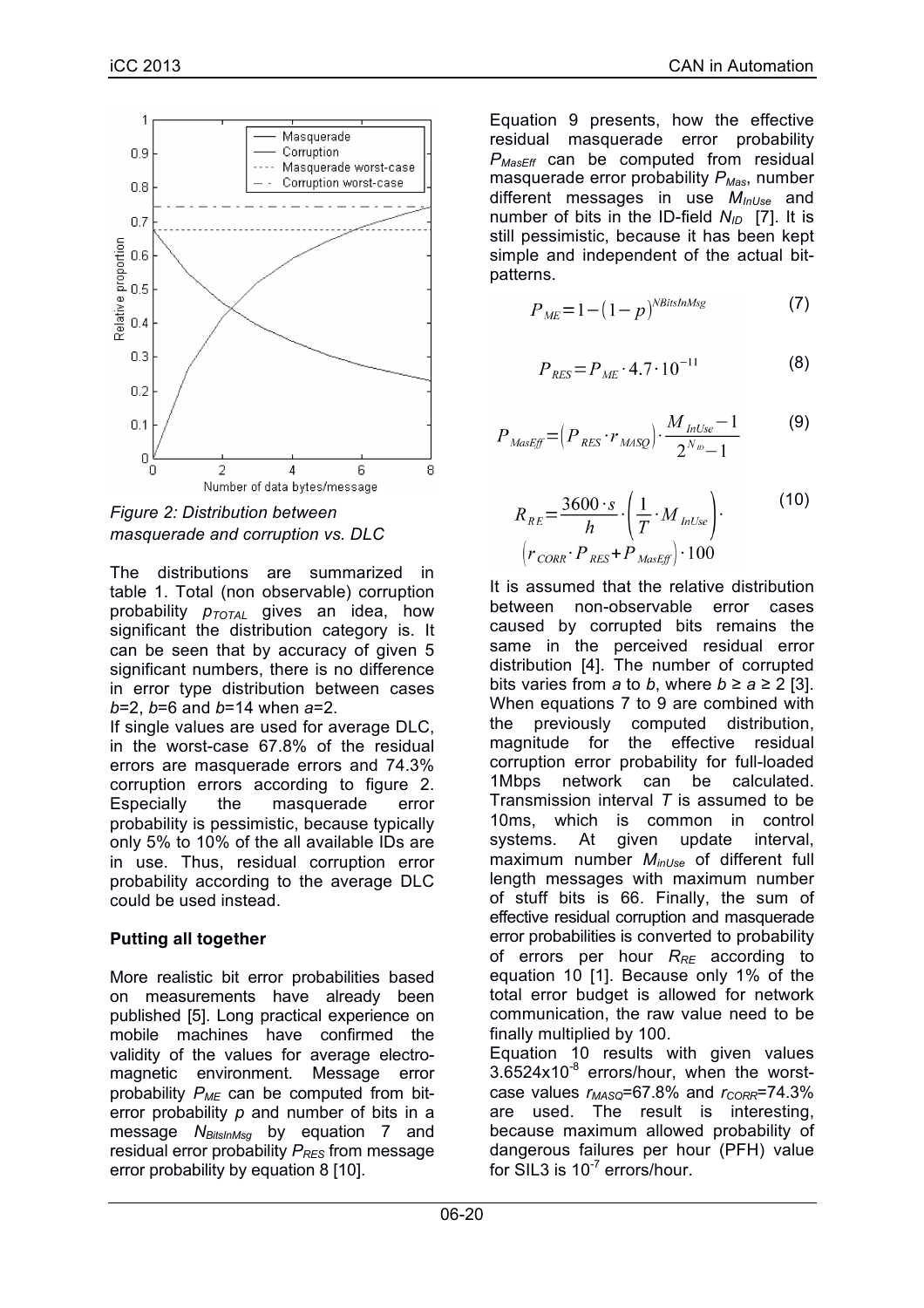*Figure 2: Distribution between masquerade and corruption vs. DLC*

The distributions are summarized in table 1. Total (non observable) corruption probability $p_{TOTAL}$ gives an idea, how significant the distribution category is. It can be seen that by accuracy of given 5 significant numbers, there is no difference in error type distribution between cases *b*=2, *b*=6 and *b*=14 when *a*=2.

If single values are used for average DLC, in the worst-case 67.8% of the residual errors are masquerade errors and 74.3% corruption errors according to figure 2. Especially the masquerade error probability is pessimistic, because typically only 5% to 10% of the all available IDs are in use. Thus, residual corruption error probability according to the average DLC could be used instead.

**Putting all together**

More realistic bit error probabilities based on measurements have already been published [5]. Long practical experience on mobile machines have confirmed the validity of the values for average electromagnetic environment. Message error probability $P_{ME}$ can be computed from bit-error probability $p$ and number of bits in a message $N_{BitsInMsg}$ by equation 7 and residual error probability $P_{RES}$ from message error probability by equation 8 [10].

Equation 9 presents, how the effective residual masquerade error probability $P_{MasEff}$ can be computed from residual masquerade error probability $P_{Mas}$, number different messages in use $M_{InUse}$ and number of bits in the ID-field $N_{ID}$ [7]. It is still pessimistic, because it has been kept simple and independent of the actual bit-patterns.

$$P_{ME}=1-(1-p)^{NBitsInMsg} \tag{7}$$

$$P_{RES}=P_{ME}\cdot 4.7\cdot 10^{-11} \tag{8}$$

$$P_{MasEff}=\left(P_{RES}\cdot r_{MASQ}\right)\cdot\frac{M_{InUse}-1}{2^{N_{ID}}-1} \tag{9}$$

$$R_{RE}=\frac{3600\cdot s}{h}\cdot\left(\frac{1}{T}\cdot M_{InUse}\right)\cdot\left(r_{CORR}\cdot P_{RES}+P_{MasEff}\right)\cdot 100 \tag{10}$$

It is assumed that the relative distribution between non-observable error cases caused by corrupted bits remains the same in the perceived residual error distribution [4]. The number of corrupted bits varies from *a* to *b*, where $b \geq a \geq 2$ [3]. When equations 7 to 9 are combined with the previously computed distribution, magnitude for the effective residual corruption error probability for full-loaded 1Mbps network can be calculated. Transmission interval $T$ is assumed to be 10ms, which is common in control systems. At given update interval, maximum number $M_{inUse}$ of different full length messages with maximum number of stuff bits is 66. Finally, the sum of effective residual corruption and masquerade error probabilities is converted to probability of errors per hour $R_{RE}$ according to equation 10 [1]. Because only 1% of the total error budget is allowed for network communication, the raw value need to be finally multiplied by 100.

Equation 10 results with given values $3.6524\text{x}10^{-8}$ errors/hour, when the worst-case values $r_{MASQ}$=67.8% and $r_{CORR}$=74.3% are used. The result is interesting, because maximum allowed probability of dangerous failures per hour (PFH) value for SIL3 is $10^{-7}$ errors/hour.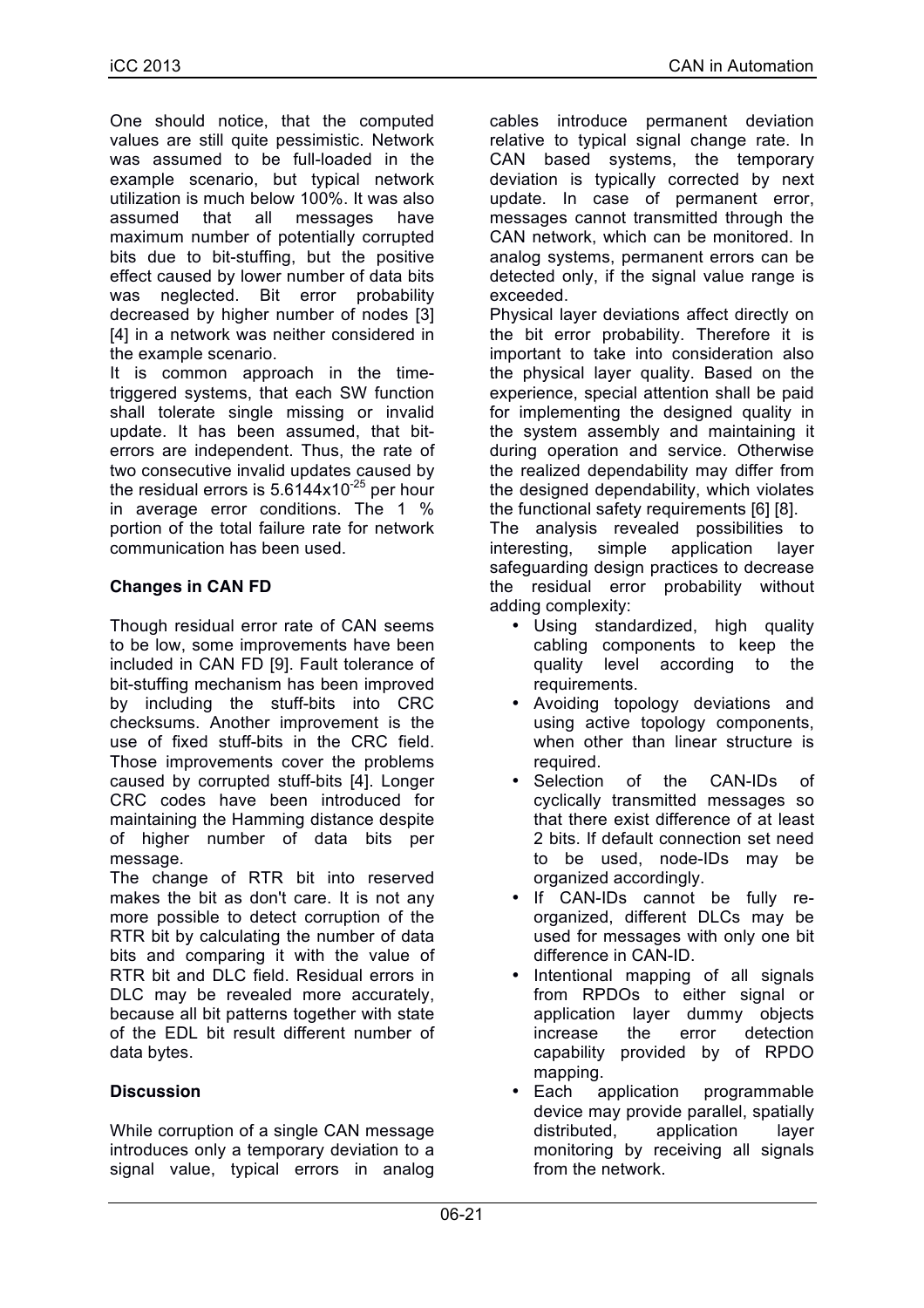One should notice, that the computed values are still quite pessimistic. Network was assumed to be full-loaded in the example scenario, but typical network utilization is much below 100%. It was also assumed that all messages have maximum number of potentially corrupted bits due to bit-stuffing, but the positive effect caused by lower number of data bits was neglected. Bit error probability decreased by higher number of nodes [3] [4] in a network was neither considered in the example scenario.

It is common approach in the time-triggered systems, that each SW function shall tolerate single missing or invalid update. It has been assumed, that bit-errors are independent. Thus, the rate of two consecutive invalid updates caused by the residual errors is $5.6144 \times 10^{-25}$ per hour in average error conditions. The 1 % portion of the total failure rate for network communication has been used.

## Changes in CAN FD

Though residual error rate of CAN seems to be low, some improvements have been included in CAN FD [9]. Fault tolerance of bit-stuffing mechanism has been improved by including the stuff-bits into CRC checksums. Another improvement is the use of fixed stuff-bits in the CRC field. Those improvements cover the problems caused by corrupted stuff-bits [4]. Longer CRC codes have been introduced for maintaining the Hamming distance despite of higher number of data bits per message.

The change of RTR bit into reserved makes the bit as don't care. It is not any more possible to detect corruption of the RTR bit by calculating the number of data bits and comparing it with the value of RTR bit and DLC field. Residual errors in DLC may be revealed more accurately, because all bit patterns together with state of the EDL bit result different number of data bytes.

## Discussion

While corruption of a single CAN message introduces only a temporary deviation to a signal value, typical errors in analog cables introduce permanent deviation relative to typical signal change rate. In CAN based systems, the temporary deviation is typically corrected by next update. In case of permanent error, messages cannot transmitted through the CAN network, which can be monitored. In analog systems, permanent errors can be detected only, if the signal value range is exceeded.

Physical layer deviations affect directly on the bit error probability. Therefore it is important to take into consideration also the physical layer quality. Based on the experience, special attention shall be paid for implementing the designed quality in the system assembly and maintaining it during operation and service. Otherwise the realized dependability may differ from the designed dependability, which violates the functional safety requirements [6] [8].

The analysis revealed possibilities to interesting, simple application layer safeguarding design practices to decrease the residual error probability without adding complexity:

- Using standardized, high quality cabling components to keep the quality level according to the requirements.
- Avoiding topology deviations and using active topology components, when other than linear structure is required.
- Selection of the CAN-IDs of cyclically transmitted messages so that there exist difference of at least 2 bits. If default connection set need to be used, node-IDs may be organized accordingly.
- If CAN-IDs cannot be fully re-organized, different DLCs may be used for messages with only one bit difference in CAN-ID.
- Intentional mapping of all signals from RPDOs to either signal or application layer dummy objects increase the error detection capability provided by of RPDO mapping.
- Each application programmable device may provide parallel, spatially distributed, application layer monitoring by receiving all signals from the network.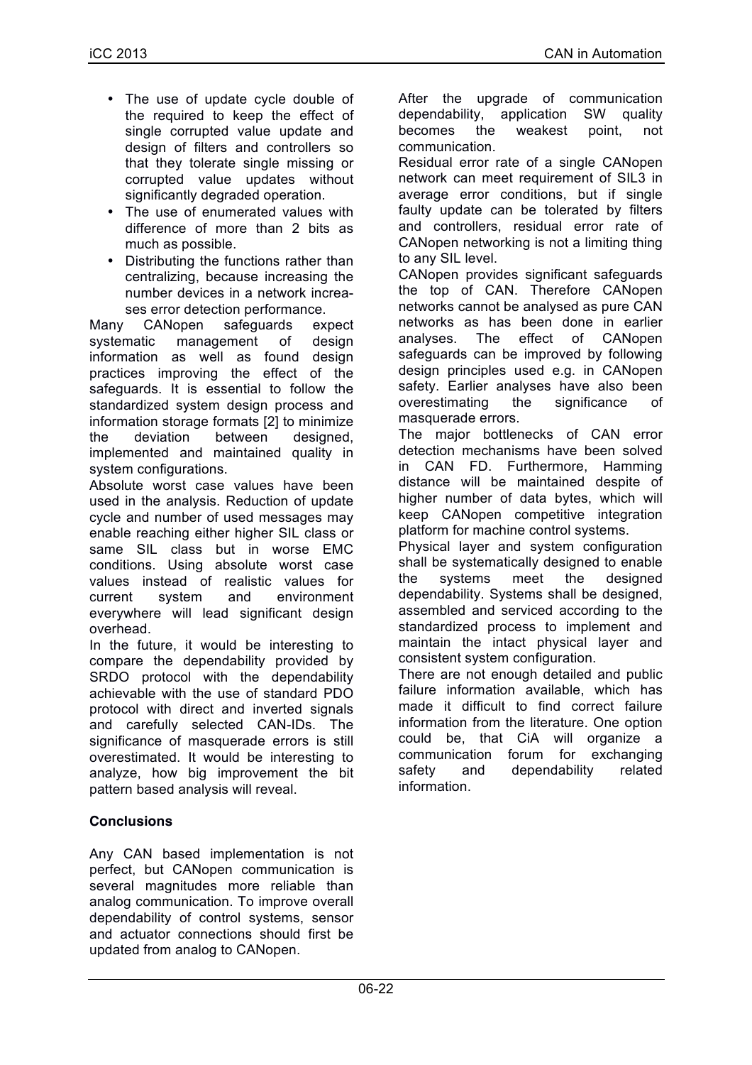- The use of update cycle double of the required to keep the effect of single corrupted value update and design of filters and controllers so that they tolerate single missing or corrupted value updates without significantly degraded operation.
- The use of enumerated values with difference of more than 2 bits as much as possible.
- Distributing the functions rather than centralizing, because increasing the number devices in a network increases error detection performance.

Many CANopen safeguards expect systematic management of design information as well as found design practices improving the effect of the safeguards. It is essential to follow the standardized system design process and information storage formats [2] to minimize the deviation between designed, implemented and maintained quality in system configurations.

Absolute worst case values have been used in the analysis. Reduction of update cycle and number of used messages may enable reaching either higher SIL class or same SIL class but in worse EMC conditions. Using absolute worst case values instead of realistic values for current system and environment everywhere will lead significant design overhead.

In the future, it would be interesting to compare the dependability provided by SRDO protocol with the dependability achievable with the use of standard PDO protocol with direct and inverted signals and carefully selected CAN-IDs. The significance of masquerade errors is still overestimated. It would be interesting to analyze, how big improvement the bit pattern based analysis will reveal.

## Conclusions

Any CAN based implementation is not perfect, but CANopen communication is several magnitudes more reliable than analog communication. To improve overall dependability of control systems, sensor and actuator connections should first be updated from analog to CANopen.

After the upgrade of communication dependability, application SW quality becomes the weakest point, not communication.

Residual error rate of a single CANopen network can meet requirement of SIL3 in average error conditions, but if single faulty update can be tolerated by filters and controllers, residual error rate of CANopen networking is not a limiting thing to any SIL level.

CANopen provides significant safeguards the top of CAN. Therefore CANopen networks cannot be analysed as pure CAN networks as has been done in earlier analyses. The effect of CANopen safeguards can be improved by following design principles used e.g. in CANopen safety. Earlier analyses have also been overestimating the significance of masquerade errors.

The major bottlenecks of CAN error detection mechanisms have been solved in CAN FD. Furthermore, Hamming distance will be maintained despite of higher number of data bytes, which will keep CANopen competitive integration platform for machine control systems.

Physical layer and system configuration shall be systematically designed to enable the systems meet the designed dependability. Systems shall be designed, assembled and serviced according to the standardized process to implement and maintain the intact physical layer and consistent system configuration.

There are not enough detailed and public failure information available, which has made it difficult to find correct failure information from the literature. One option could be, that CiA will organize a communication forum for exchanging safety and dependability related information.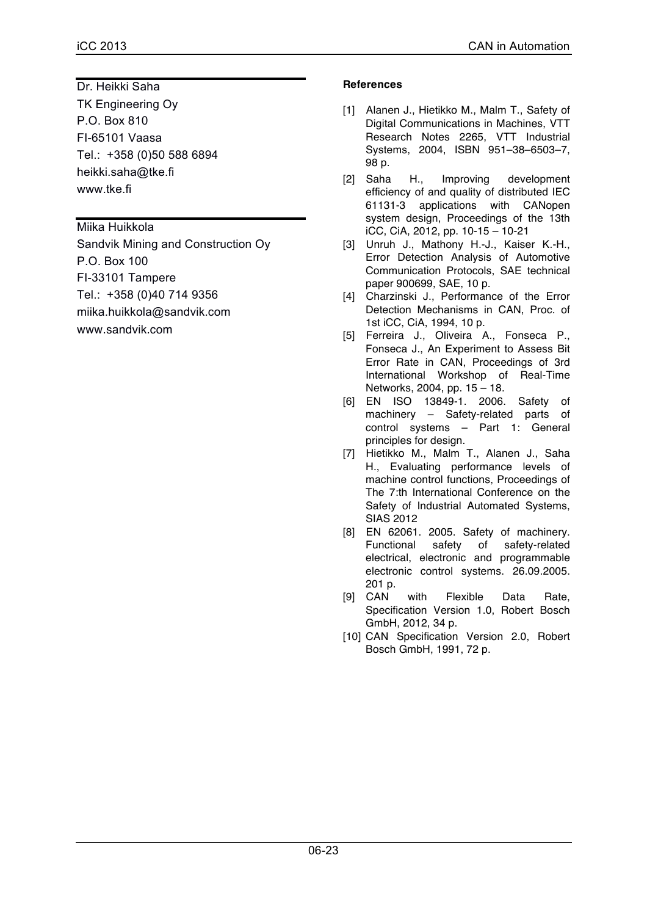Dr. Heikki Saha
TK Engineering Oy
P.O. Box 810
FI-65101 Vaasa
Tel.: +358 (0)50 588 6894
heikki.saha@tke.fi
www.tke.fi

Miika Huikkola
Sandvik Mining and Construction Oy
P.O. Box 100
FI-33101 Tampere
Tel.: +358 (0)40 714 9356
miika.huikkola@sandvik.com
www.sandvik.com

#### References

[1] Alanen J., Hietikko M., Malm T., Safety of Digital Communications in Machines, VTT Research Notes 2265, VTT Industrial Systems, 2004, ISBN 951–38–6503–7, 98 p.

[2] Saha H., Improving development efficiency of and quality of distributed IEC 61131-3 applications with CANopen system design, Proceedings of the 13th iCC, CiA, 2012, pp. 10-15 – 10-21

[3] Unruh J., Mathony H.-J., Kaiser K.-H., Error Detection Analysis of Automotive Communication Protocols, SAE technical paper 900699, SAE, 10 p.

[4] Charzinski J., Performance of the Error Detection Mechanisms in CAN, Proc. of 1st iCC, CiA, 1994, 10 p.

[5] Ferreira J., Oliveira A., Fonseca P., Fonseca J., An Experiment to Assess Bit Error Rate in CAN, Proceedings of 3rd International Workshop of Real-Time Networks, 2004, pp. 15 – 18.

[6] EN ISO 13849-1. 2006. Safety of machinery – Safety-related parts of control systems – Part 1: General principles for design.

[7] Hietikko M., Malm T., Alanen J., Saha H., Evaluating performance levels of machine control functions, Proceedings of The 7:th International Conference on the Safety of Industrial Automated Systems, SIAS 2012

[8] EN 62061. 2005. Safety of machinery. Functional safety of safety-related electrical, electronic and programmable electronic control systems. 26.09.2005. 201 p.

[9] CAN with Flexible Data Rate, Specification Version 1.0, Robert Bosch GmbH, 2012, 34 p.

[10] CAN Specification Version 2.0, Robert Bosch GmbH, 1991, 72 p.